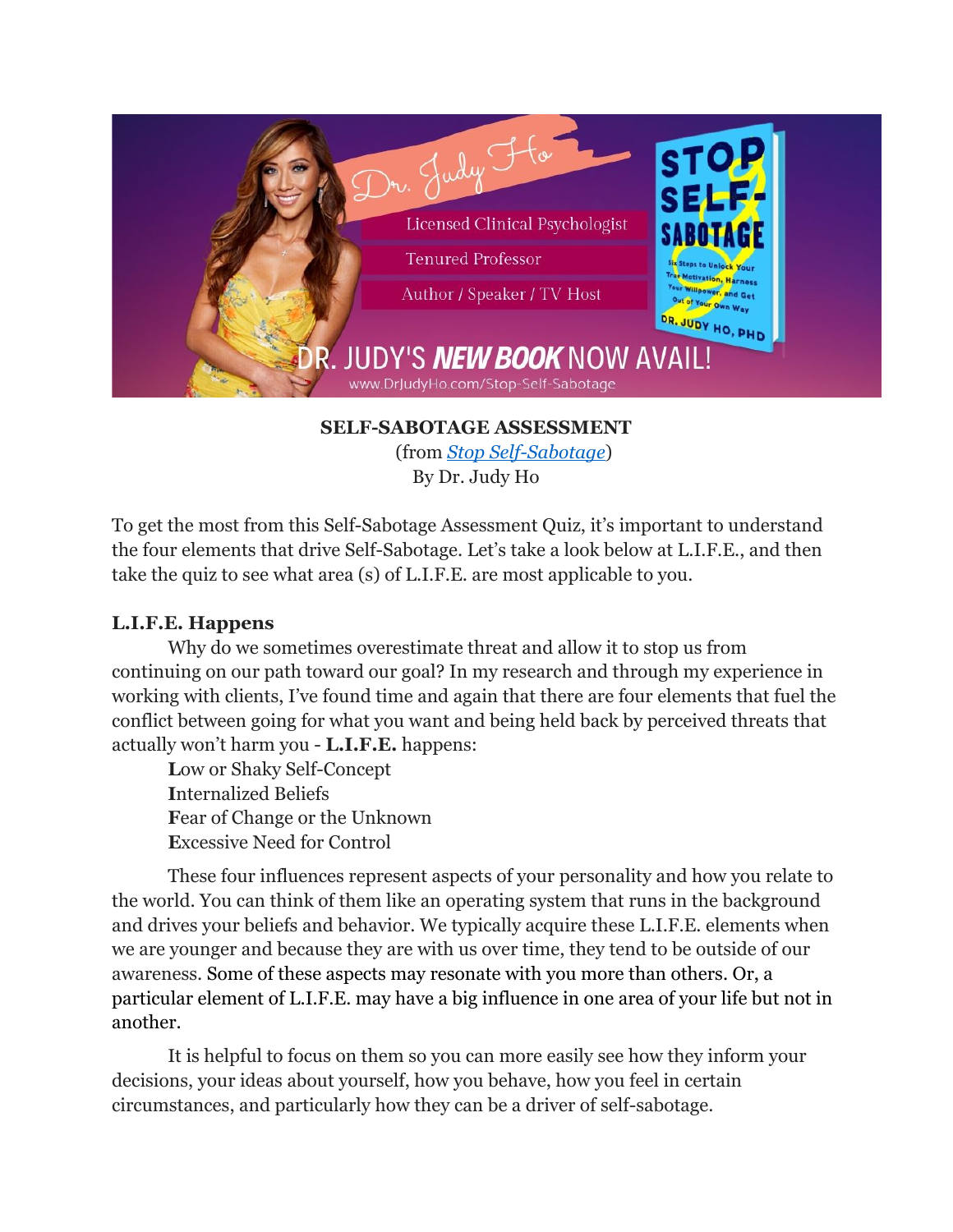**SELF-SABOTAGE ASSESSMENT**

(from *Stop Self-Sabotage*)

By Dr. Judy Ho

To get the most from this Self-Sabotage Assessment Quiz, it's important to understand the four elements that drive Self-Sabotage. Let's take a look below at L.I.F.E., and then take the quiz to see what area (s) of L.I.F.E. are most applicable to you.

**L.I.F.E. Happens**

Why do we sometimes overestimate threat and allow it to stop us from continuing on our path toward our goal? In my research and through my experience in working with clients, I've found time and again that there are four elements that fuel the conflict between going for what you want and being held back by perceived threats that actually won't harm you - **L.I.F.E.** happens:

**L**ow or Shaky Self-Concept
**I**nternalized Beliefs
**F**ear of Change or the Unknown
**E**xcessive Need for Control

These four influences represent aspects of your personality and how you relate to the world. You can think of them like an operating system that runs in the background and drives your beliefs and behavior. We typically acquire these L.I.F.E. elements when we are younger and because they are with us over time, they tend to be outside of our awareness. Some of these aspects may resonate with you more than others. Or, a particular element of L.I.F.E. may have a big influence in one area of your life but not in another.

It is helpful to focus on them so you can more easily see how they inform your decisions, your ideas about yourself, how you behave, how you feel in certain circumstances, and particularly how they can be a driver of self-sabotage.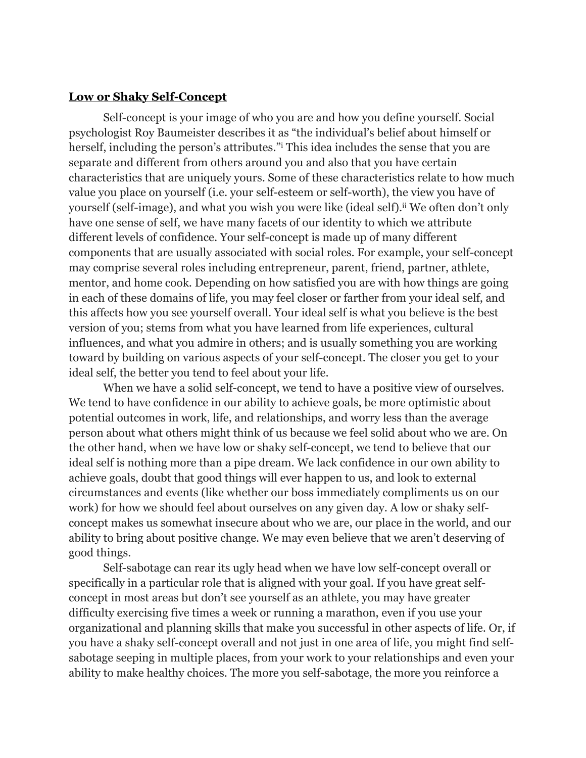## Low or Shaky Self-Concept

Self-concept is your image of who you are and how you define yourself. Social psychologist Roy Baumeister describes it as "the individual's belief about himself or herself, including the person's attributes."[i] This idea includes the sense that you are separate and different from others around you and also that you have certain characteristics that are uniquely yours. Some of these characteristics relate to how much value you place on yourself (i.e. your self-esteem or self-worth), the view you have of yourself (self-image), and what you wish you were like (ideal self).[ii] We often don't only have one sense of self, we have many facets of our identity to which we attribute different levels of confidence. Your self-concept is made up of many different components that are usually associated with social roles. For example, your self-concept may comprise several roles including entrepreneur, parent, friend, partner, athlete, mentor, and home cook. Depending on how satisfied you are with how things are going in each of these domains of life, you may feel closer or farther from your ideal self, and this affects how you see yourself overall. Your ideal self is what you believe is the best version of you; stems from what you have learned from life experiences, cultural influences, and what you admire in others; and is usually something you are working toward by building on various aspects of your self-concept. The closer you get to your ideal self, the better you tend to feel about your life.

When we have a solid self-concept, we tend to have a positive view of ourselves. We tend to have confidence in our ability to achieve goals, be more optimistic about potential outcomes in work, life, and relationships, and worry less than the average person about what others might think of us because we feel solid about who we are. On the other hand, when we have low or shaky self-concept, we tend to believe that our ideal self is nothing more than a pipe dream. We lack confidence in our own ability to achieve goals, doubt that good things will ever happen to us, and look to external circumstances and events (like whether our boss immediately compliments us on our work) for how we should feel about ourselves on any given day. A low or shaky self-concept makes us somewhat insecure about who we are, our place in the world, and our ability to bring about positive change. We may even believe that we aren't deserving of good things.

Self-sabotage can rear its ugly head when we have low self-concept overall or specifically in a particular role that is aligned with your goal. If you have great self-concept in most areas but don't see yourself as an athlete, you may have greater difficulty exercising five times a week or running a marathon, even if you use your organizational and planning skills that make you successful in other aspects of life. Or, if you have a shaky self-concept overall and not just in one area of life, you might find self-sabotage seeping in multiple places, from your work to your relationships and even your ability to make healthy choices. The more you self-sabotage, the more you reinforce a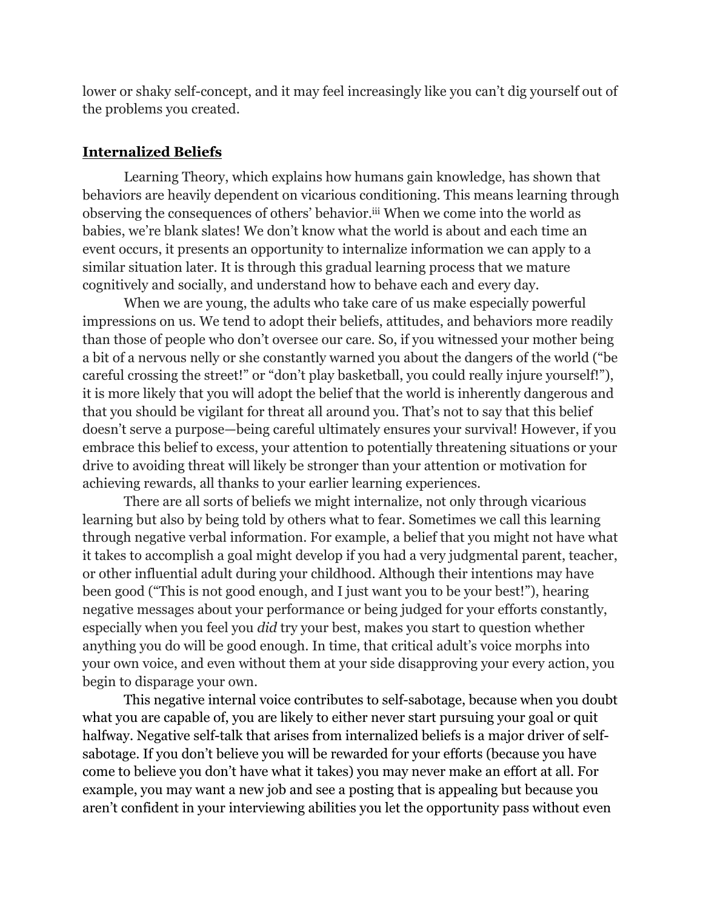lower or shaky self-concept, and it may feel increasingly like you can't dig yourself out of the problems you created.

## **Internalized Beliefs**

Learning Theory, which explains how humans gain knowledge, has shown that behaviors are heavily dependent on vicarious conditioning. This means learning through observing the consequences of others' behavior.[iii] When we come into the world as babies, we're blank slates! We don't know what the world is about and each time an event occurs, it presents an opportunity to internalize information we can apply to a similar situation later. It is through this gradual learning process that we mature cognitively and socially, and understand how to behave each and every day.

When we are young, the adults who take care of us make especially powerful impressions on us. We tend to adopt their beliefs, attitudes, and behaviors more readily than those of people who don't oversee our care. So, if you witnessed your mother being a bit of a nervous nelly or she constantly warned you about the dangers of the world ("be careful crossing the street!" or "don't play basketball, you could really injure yourself!"), it is more likely that you will adopt the belief that the world is inherently dangerous and that you should be vigilant for threat all around you. That's not to say that this belief doesn't serve a purpose—being careful ultimately ensures your survival! However, if you embrace this belief to excess, your attention to potentially threatening situations or your drive to avoiding threat will likely be stronger than your attention or motivation for achieving rewards, all thanks to your earlier learning experiences.

There are all sorts of beliefs we might internalize, not only through vicarious learning but also by being told by others what to fear. Sometimes we call this learning through negative verbal information. For example, a belief that you might not have what it takes to accomplish a goal might develop if you had a very judgmental parent, teacher, or other influential adult during your childhood. Although their intentions may have been good ("This is not good enough, and I just want you to be your best!"), hearing negative messages about your performance or being judged for your efforts constantly, especially when you feel you *did* try your best, makes you start to question whether anything you do will be good enough. In time, that critical adult's voice morphs into your own voice, and even without them at your side disapproving your every action, you begin to disparage your own.

This negative internal voice contributes to self-sabotage, because when you doubt what you are capable of, you are likely to either never start pursuing your goal or quit halfway. Negative self-talk that arises from internalized beliefs is a major driver of self-sabotage. If you don't believe you will be rewarded for your efforts (because you have come to believe you don't have what it takes) you may never make an effort at all. For example, you may want a new job and see a posting that is appealing but because you aren't confident in your interviewing abilities you let the opportunity pass without even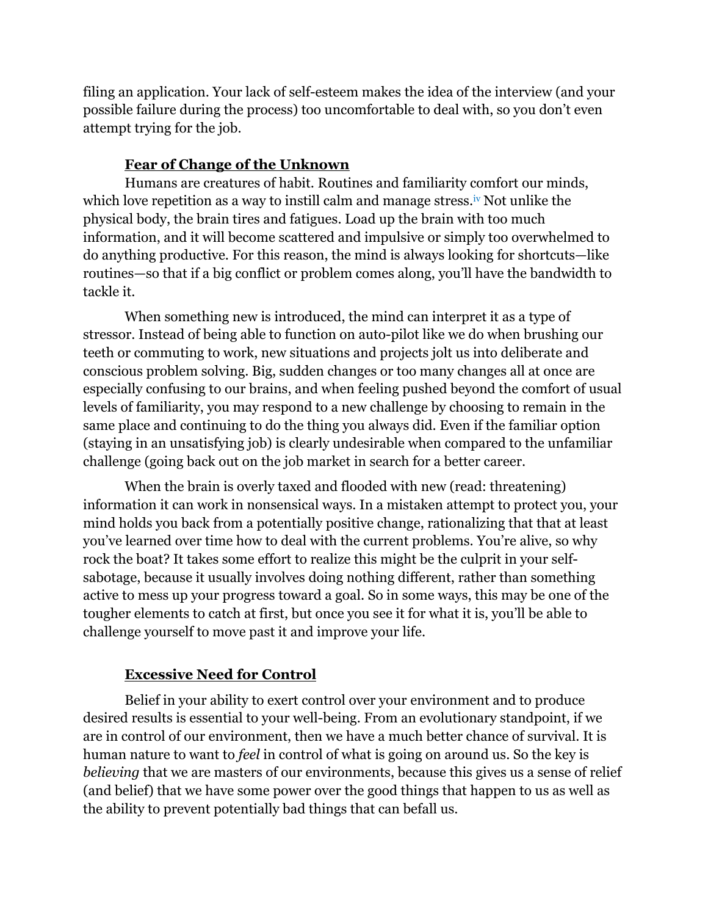filing an application. Your lack of self-esteem makes the idea of the interview (and your possible failure during the process) too uncomfortable to deal with, so you don't even attempt trying for the job.

## Fear of Change of the Unknown

Humans are creatures of habit. Routines and familiarity comfort our minds, which love repetition as a way to instill calm and manage stress.[iv] Not unlike the physical body, the brain tires and fatigues. Load up the brain with too much information, and it will become scattered and impulsive or simply too overwhelmed to do anything productive. For this reason, the mind is always looking for shortcuts—like routines—so that if a big conflict or problem comes along, you'll have the bandwidth to tackle it.

When something new is introduced, the mind can interpret it as a type of stressor. Instead of being able to function on auto-pilot like we do when brushing our teeth or commuting to work, new situations and projects jolt us into deliberate and conscious problem solving. Big, sudden changes or too many changes all at once are especially confusing to our brains, and when feeling pushed beyond the comfort of usual levels of familiarity, you may respond to a new challenge by choosing to remain in the same place and continuing to do the thing you always did. Even if the familiar option (staying in an unsatisfying job) is clearly undesirable when compared to the unfamiliar challenge (going back out on the job market in search for a better career.

When the brain is overly taxed and flooded with new (read: threatening) information it can work in nonsensical ways. In a mistaken attempt to protect you, your mind holds you back from a potentially positive change, rationalizing that that at least you've learned over time how to deal with the current problems. You're alive, so why rock the boat? It takes some effort to realize this might be the culprit in your self-sabotage, because it usually involves doing nothing different, rather than something active to mess up your progress toward a goal. So in some ways, this may be one of the tougher elements to catch at first, but once you see it for what it is, you'll be able to challenge yourself to move past it and improve your life.

## Excessive Need for Control

Belief in your ability to exert control over your environment and to produce desired results is essential to your well-being. From an evolutionary standpoint, if we are in control of our environment, then we have a much better chance of survival. It is human nature to want to *feel* in control of what is going on around us. So the key is *believing* that we are masters of our environments, because this gives us a sense of relief (and belief) that we have some power over the good things that happen to us as well as the ability to prevent potentially bad things that can befall us.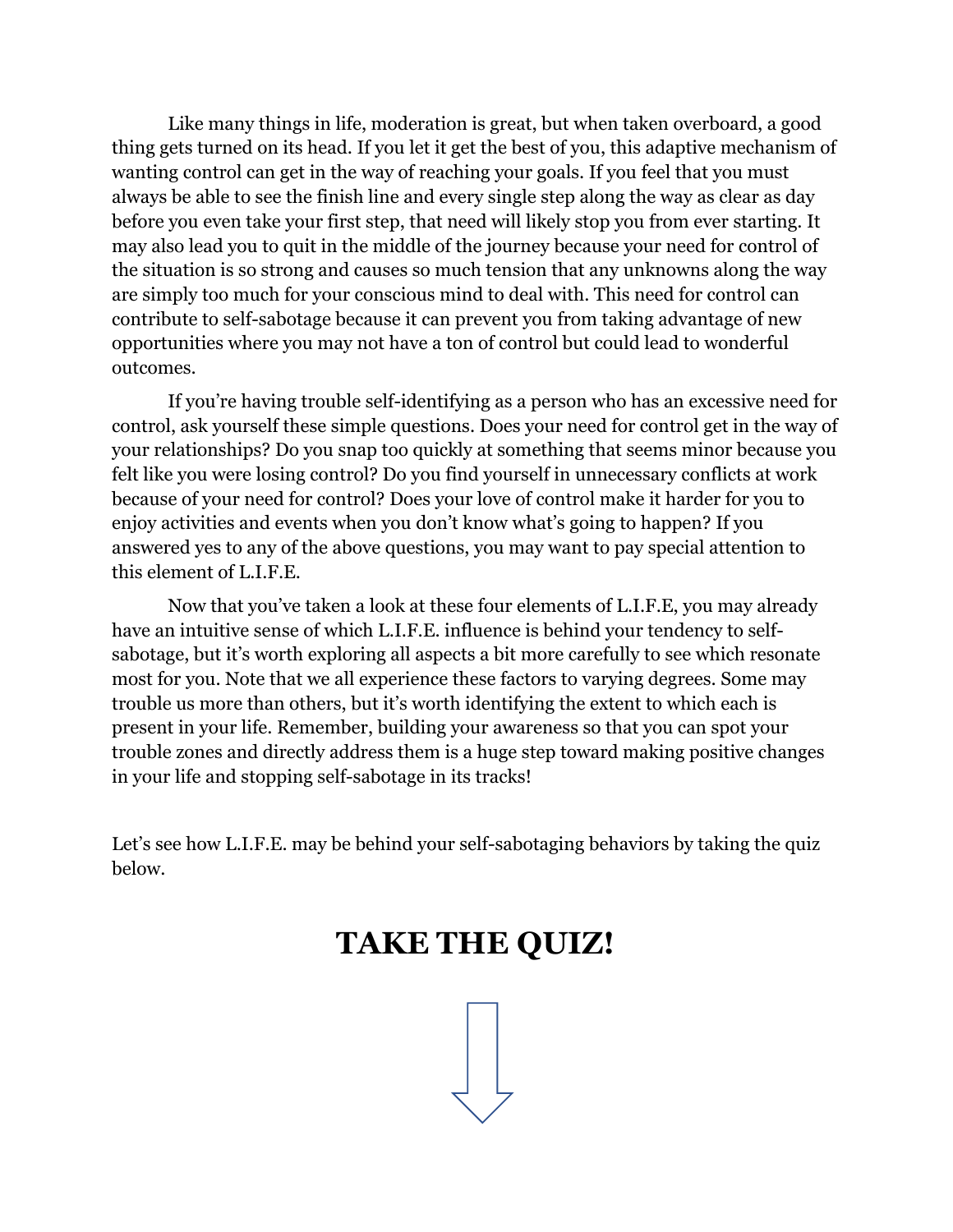Like many things in life, moderation is great, but when taken overboard, a good thing gets turned on its head. If you let it get the best of you, this adaptive mechanism of wanting control can get in the way of reaching your goals. If you feel that you must always be able to see the finish line and every single step along the way as clear as day before you even take your first step, that need will likely stop you from ever starting. It may also lead you to quit in the middle of the journey because your need for control of the situation is so strong and causes so much tension that any unknowns along the way are simply too much for your conscious mind to deal with. This need for control can contribute to self-sabotage because it can prevent you from taking advantage of new opportunities where you may not have a ton of control but could lead to wonderful outcomes.

If you're having trouble self-identifying as a person who has an excessive need for control, ask yourself these simple questions. Does your need for control get in the way of your relationships? Do you snap too quickly at something that seems minor because you felt like you were losing control? Do you find yourself in unnecessary conflicts at work because of your need for control? Does your love of control make it harder for you to enjoy activities and events when you don't know what's going to happen? If you answered yes to any of the above questions, you may want to pay special attention to this element of L.I.F.E.

Now that you've taken a look at these four elements of L.I.F.E, you may already have an intuitive sense of which L.I.F.E. influence is behind your tendency to self-sabotage, but it's worth exploring all aspects a bit more carefully to see which resonate most for you. Note that we all experience these factors to varying degrees. Some may trouble us more than others, but it's worth identifying the extent to which each is present in your life. Remember, building your awareness so that you can spot your trouble zones and directly address them is a huge step toward making positive changes in your life and stopping self-sabotage in its tracks!

Let's see how L.I.F.E. may be behind your self-sabotaging behaviors by taking the quiz below.

## TAKE THE QUIZ!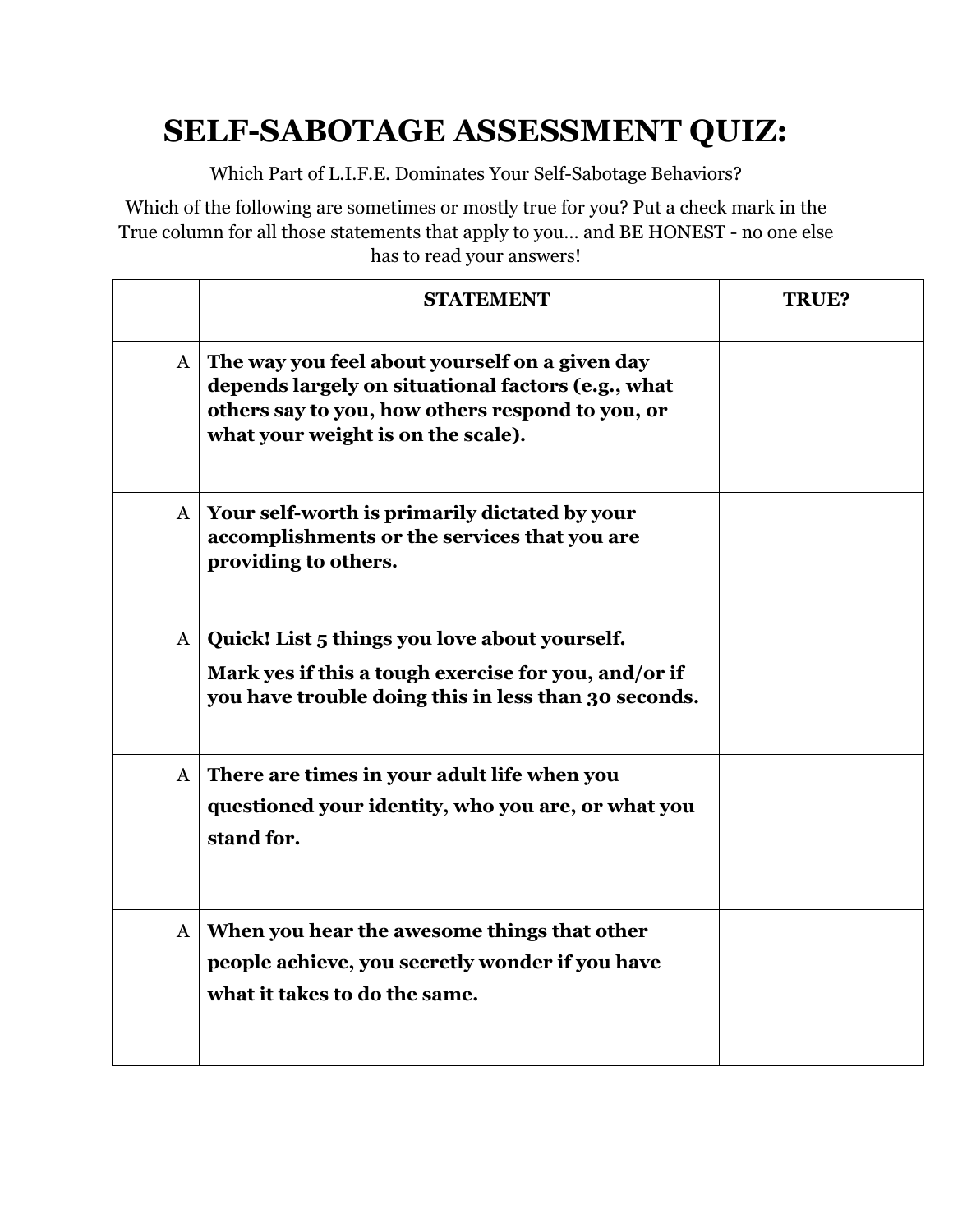# SELF-SABOTAGE ASSESSMENT QUIZ:

Which Part of L.I.F.E. Dominates Your Self-Sabotage Behaviors?

Which of the following are sometimes or mostly true for you? Put a check mark in the True column for all those statements that apply to you… and BE HONEST - no one else has to read your answers!

| | STATEMENT | TRUE? |
|---|---|---|
| A | **The way you feel about yourself on a given day depends largely on situational factors (e.g., what others say to you, how others respond to you, or what your weight is on the scale).** | |
| A | **Your self-worth is primarily dictated by your accomplishments or the services that you are providing to others.** | |
| A | **Quick! List 5 things you love about yourself.** **Mark yes if this a tough exercise for you, and/or if you have trouble doing this in less than 30 seconds.** | |
| A | **There are times in your adult life when you questioned your identity, who you are, or what you stand for.** | |
| A | **When you hear the awesome things that other people achieve, you secretly wonder if you have what it takes to do the same.** | |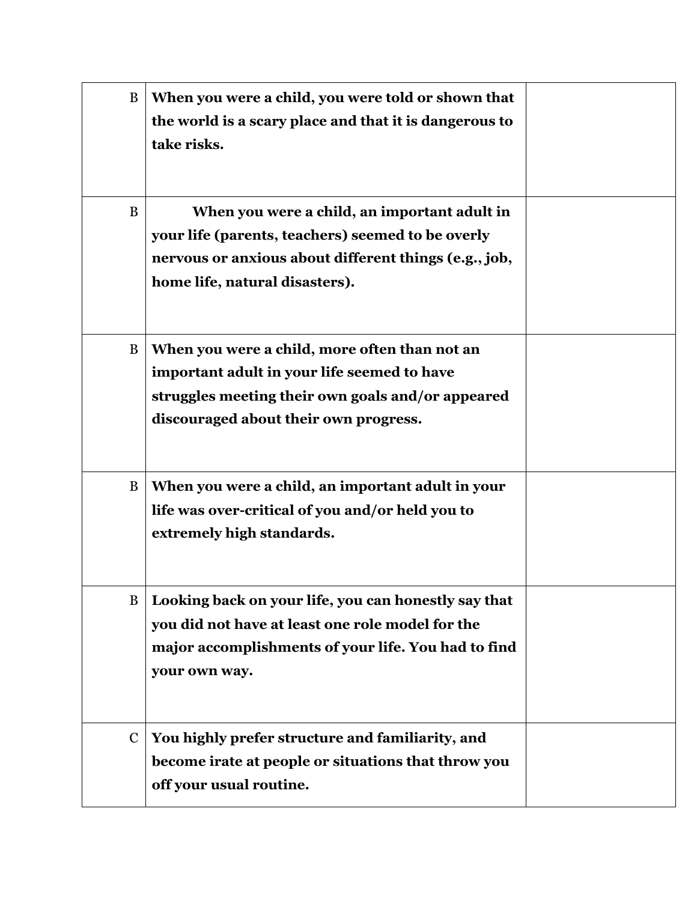| | | |
|---|---|---|
| B | **When you were a child, you were told or shown that the world is a scary place and that it is dangerous to take risks.** | |
| B | **When you were a child, an important adult in your life (parents, teachers) seemed to be overly nervous or anxious about different things (e.g., job, home life, natural disasters).** | |
| B | **When you were a child, more often than not an important adult in your life seemed to have struggles meeting their own goals and/or appeared discouraged about their own progress.** | |
| B | **When you were a child, an important adult in your life was over-critical of you and/or held you to extremely high standards.** | |
| B | **Looking back on your life, you can honestly say that you did not have at least one role model for the major accomplishments of your life. You had to find your own way.** | |
| C | **You highly prefer structure and familiarity, and become irate at people or situations that throw you off your usual routine.** | |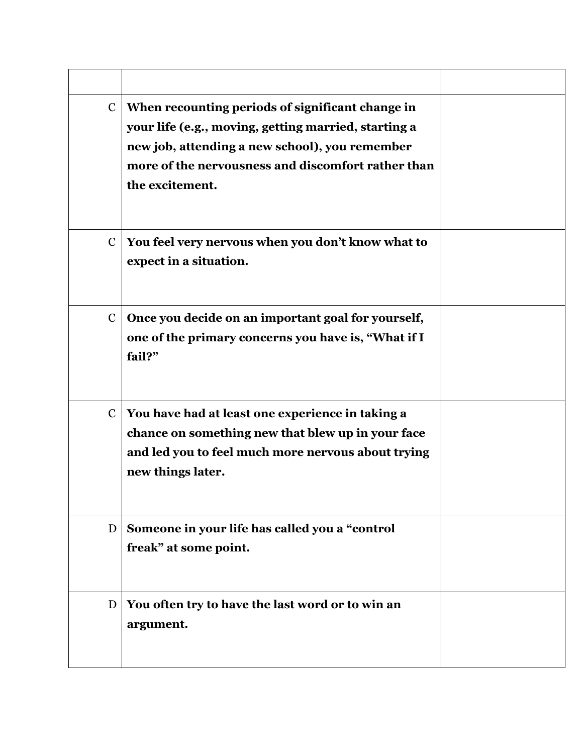| | | |
|---|---|---|
| C | **When recounting periods of significant change in your life (e.g., moving, getting married, starting a new job, attending a new school), you remember more of the nervousness and discomfort rather than the excitement.** | |
| C | **You feel very nervous when you don’t know what to expect in a situation.** | |
| C | **Once you decide on an important goal for yourself, one of the primary concerns you have is, “What if I fail?”** | |
| C | **You have had at least one experience in taking a chance on something new that blew up in your face and led you to feel much more nervous about trying new things later.** | |
| D | **Someone in your life has called you a “control freak” at some point.** | |
| D | **You often try to have the last word or to win an argument.** | |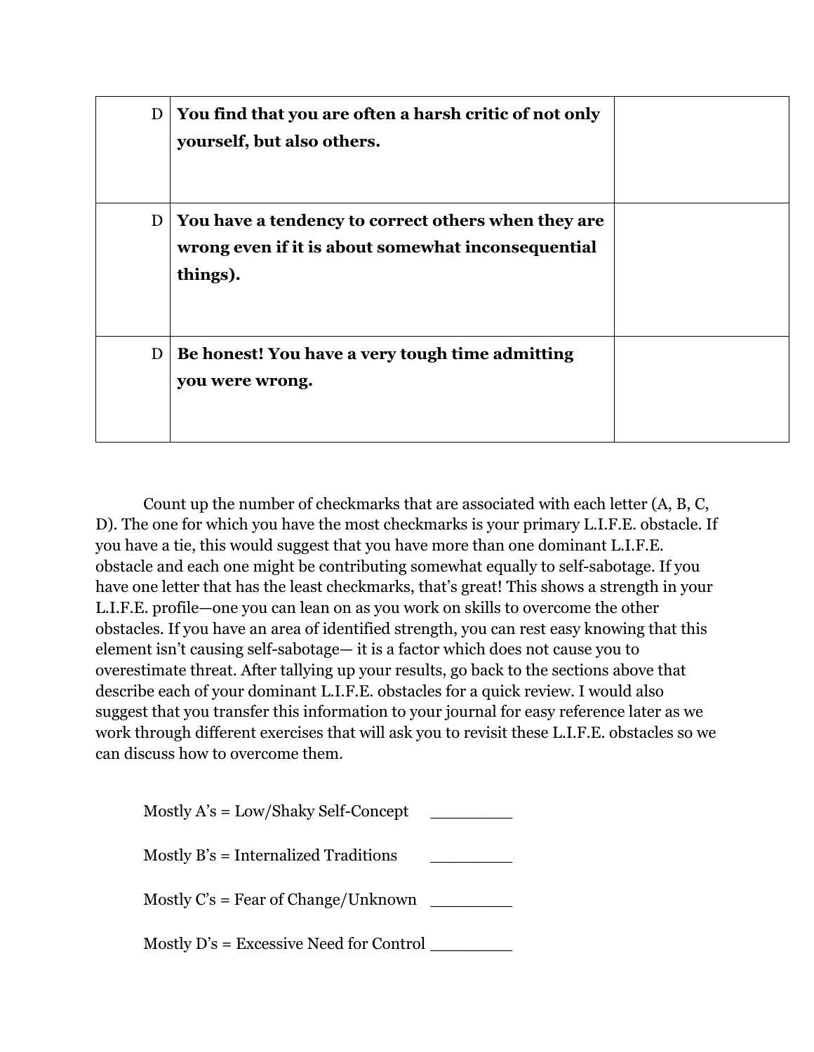| | | |
|---|---|---|
| D | **You find that you are often a harsh critic of not only yourself, but also others.** | |
| D | **You have a tendency to correct others when they are wrong even if it is about somewhat inconsequential things).** | |
| D | **Be honest! You have a very tough time admitting you were wrong.** | |

Count up the number of checkmarks that are associated with each letter (A, B, C, D). The one for which you have the most checkmarks is your primary L.I.F.E. obstacle. If you have a tie, this would suggest that you have more than one dominant L.I.F.E. obstacle and each one might be contributing somewhat equally to self-sabotage. If you have one letter that has the least checkmarks, that's great! This shows a strength in your L.I.F.E. profile—one you can lean on as you work on skills to overcome the other obstacles. If you have an area of identified strength, you can rest easy knowing that this element isn't causing self-sabotage— it is a factor which does not cause you to overestimate threat. After tallying up your results, go back to the sections above that describe each of your dominant L.I.F.E. obstacles for a quick review. I would also suggest that you transfer this information to your journal for easy reference later as we work through different exercises that will ask you to revisit these L.I.F.E. obstacles so we can discuss how to overcome them.

Mostly A's = Low/Shaky Self-Concept _________

Mostly B's = Internalized Traditions _________

Mostly C's = Fear of Change/Unknown _________

Mostly D's = Excessive Need for Control _________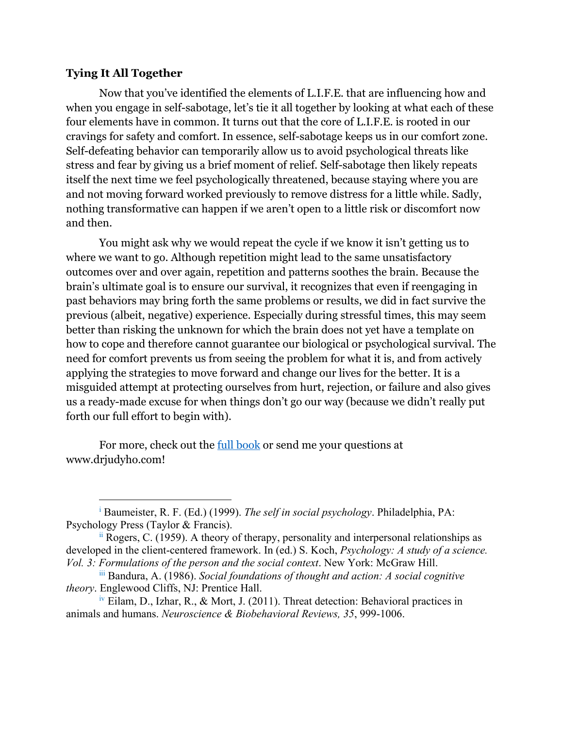**Tying It All Together**

Now that you've identified the elements of L.I.F.E. that are influencing how and when you engage in self-sabotage, let's tie it all together by looking at what each of these four elements have in common. It turns out that the core of L.I.F.E. is rooted in our cravings for safety and comfort. In essence, self-sabotage keeps us in our comfort zone. Self-defeating behavior can temporarily allow us to avoid psychological threats like stress and fear by giving us a brief moment of relief. Self-sabotage then likely repeats itself the next time we feel psychologically threatened, because staying where you are and not moving forward worked previously to remove distress for a little while. Sadly, nothing transformative can happen if we aren't open to a little risk or discomfort now and then.

You might ask why we would repeat the cycle if we know it isn't getting us to where we want to go. Although repetition might lead to the same unsatisfactory outcomes over and over again, repetition and patterns soothes the brain. Because the brain's ultimate goal is to ensure our survival, it recognizes that even if reengaging in past behaviors may bring forth the same problems or results, we did in fact survive the previous (albeit, negative) experience. Especially during stressful times, this may seem better than risking the unknown for which the brain does not yet have a template on how to cope and therefore cannot guarantee our biological or psychological survival. The need for comfort prevents us from seeing the problem for what it is, and from actively applying the strategies to move forward and change our lives for the better. It is a misguided attempt at protecting ourselves from hurt, rejection, or failure and also gives us a ready-made excuse for when things don't go our way (because we didn't really put forth our full effort to begin with).

For more, check out the [full book](#) or send me your questions at www.drjudyho.com!

---

[i] Baumeister, R. F. (Ed.) (1999). *The self in social psychology*. Philadelphia, PA: Psychology Press (Taylor & Francis).

[ii] Rogers, C. (1959). A theory of therapy, personality and interpersonal relationships as developed in the client-centered framework. In (ed.) S. Koch, *Psychology: A study of a science. Vol. 3: Formulations of the person and the social context*. New York: McGraw Hill.

[iii] Bandura, A. (1986). *Social foundations of thought and action: A social cognitive theory*. Englewood Cliffs, NJ: Prentice Hall.

[iv] Eilam, D., Izhar, R., & Mort, J. (2011). Threat detection: Behavioral practices in animals and humans. *Neuroscience & Biobehavioral Reviews, 35*, 999-1006.